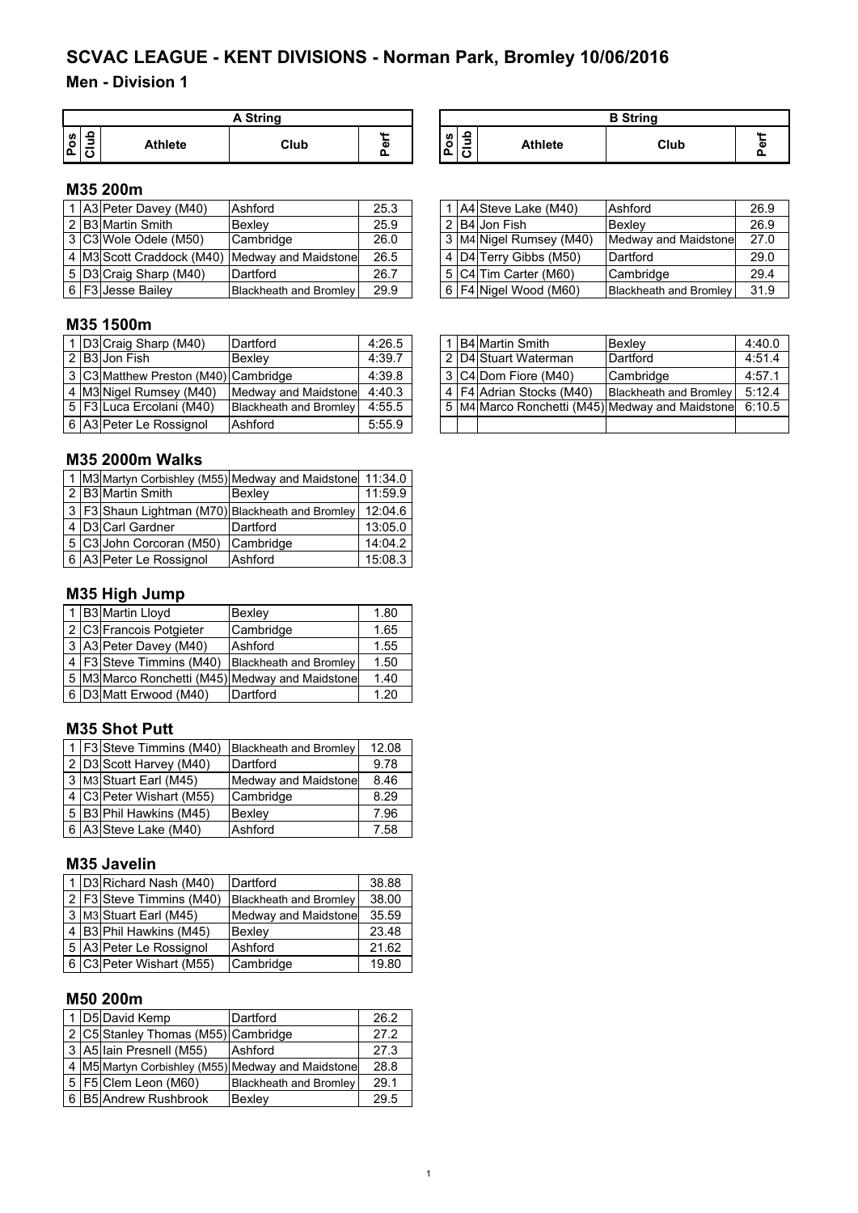# SCVAC LEAGUE - KENT DIVISIONS - Norman Park, Bromley 10/06/2016

## Men - Division 1

### M35 200m

**A String**

| Pos | Club | Athlete | Club | Perf |
|---|---|---|---|---|
| 1 | A3 | Peter Davey (M40) | Ashford | 25.3 |
| 2 | B3 | Martin Smith | Bexley | 25.9 |
| 3 | C3 | Wole Odele (M50) | Cambridge | 26.0 |
| 4 | M3 | Scott Craddock (M40) | Medway and Maidstone | 26.5 |
| 5 | D3 | Craig Sharp (M40) | Dartford | 26.7 |
| 6 | F3 | Jesse Bailey | Blackheath and Bromley | 29.9 |

**B String**

| Pos | Club | Athlete | Club | Perf |
|---|---|---|---|---|
| 1 | A4 | Steve Lake (M40) | Ashford | 26.9 |
| 2 | B4 | Jon Fish | Bexley | 26.9 |
| 3 | M4 | Nigel Rumsey (M40) | Medway and Maidstone | 27.0 |
| 4 | D4 | Terry Gibbs (M50) | Dartford | 29.0 |
| 5 | C4 | Tim Carter (M60) | Cambridge | 29.4 |
| 6 | F4 | Nigel Wood (M60) | Blackheath and Bromley | 31.9 |

### M35 1500m

**A String**

| Pos | Club | Athlete | Club | Perf |
|---|---|---|---|---|
| 1 | D3 | Craig Sharp (M40) | Dartford | 4:26.5 |
| 2 | B3 | Jon Fish | Bexley | 4:39.7 |
| 3 | C3 | Matthew Preston (M40) | Cambridge | 4:39.8 |
| 4 | M3 | Nigel Rumsey (M40) | Medway and Maidstone | 4:40.3 |
| 5 | F3 | Luca Ercolani (M40) | Blackheath and Bromley | 4:55.5 |
| 6 | A3 | Peter Le Rossignol | Ashford | 5:55.9 |

**B String**

| Pos | Club | Athlete | Club | Perf |
|---|---|---|---|---|
| 1 | B4 | Martin Smith | Bexley | 4:40.0 |
| 2 | D4 | Stuart Waterman | Dartford | 4:51.4 |
| 3 | C4 | Dom Fiore (M40) | Cambridge | 4:57.1 |
| 4 | F4 | Adrian Stocks (M40) | Blackheath and Bromley | 5:12.4 |
| 5 | M4 | Marco Ronchetti (M45) | Medway and Maidstone | 6:10.5 |
| | | | | |

### M35 2000m Walks

| Pos | Club | Athlete | Club | Perf |
|---|---|---|---|---|
| 1 | M3 | Martyn Corbishley (M55) | Medway and Maidstone | 11:34.0 |
| 2 | B3 | Martin Smith | Bexley | 11:59.9 |
| 3 | F3 | Shaun Lightman (M70) | Blackheath and Bromley | 12:04.6 |
| 4 | D3 | Carl Gardner | Dartford | 13:05.0 |
| 5 | C3 | John Corcoran (M50) | Cambridge | 14:04.2 |
| 6 | A3 | Peter Le Rossignol | Ashford | 15:08.3 |

### M35 High Jump

| Pos | Club | Athlete | Club | Perf |
|---|---|---|---|---|
| 1 | B3 | Martin Lloyd | Bexley | 1.80 |
| 2 | C3 | Francois Potgieter | Cambridge | 1.65 |
| 3 | A3 | Peter Davey (M40) | Ashford | 1.55 |
| 4 | F3 | Steve Timmins (M40) | Blackheath and Bromley | 1.50 |
| 5 | M3 | Marco Ronchetti (M45) | Medway and Maidstone | 1.40 |
| 6 | D3 | Matt Erwood (M40) | Dartford | 1.20 |

### M35 Shot Putt

| Pos | Club | Athlete | Club | Perf |
|---|---|---|---|---|
| 1 | F3 | Steve Timmins (M40) | Blackheath and Bromley | 12.08 |
| 2 | D3 | Scott Harvey (M40) | Dartford | 9.78 |
| 3 | M3 | Stuart Earl (M45) | Medway and Maidstone | 8.46 |
| 4 | C3 | Peter Wishart (M55) | Cambridge | 8.29 |
| 5 | B3 | Phil Hawkins (M45) | Bexley | 7.96 |
| 6 | A3 | Steve Lake (M40) | Ashford | 7.58 |

### M35 Javelin

| Pos | Club | Athlete | Club | Perf |
|---|---|---|---|---|
| 1 | D3 | Richard Nash (M40) | Dartford | 38.88 |
| 2 | F3 | Steve Timmins (M40) | Blackheath and Bromley | 38.00 |
| 3 | M3 | Stuart Earl (M45) | Medway and Maidstone | 35.59 |
| 4 | B3 | Phil Hawkins (M45) | Bexley | 23.48 |
| 5 | A3 | Peter Le Rossignol | Ashford | 21.62 |
| 6 | C3 | Peter Wishart (M55) | Cambridge | 19.80 |

### M50 200m

| Pos | Club | Athlete | Club | Perf |
|---|---|---|---|---|
| 1 | D5 | David Kemp | Dartford | 26.2 |
| 2 | C5 | Stanley Thomas (M55) | Cambridge | 27.2 |
| 3 | A5 | Iain Presnell (M55) | Ashford | 27.3 |
| 4 | M5 | Martyn Corbishley (M55) | Medway and Maidstone | 28.8 |
| 5 | F5 | Clem Leon (M60) | Blackheath and Bromley | 29.1 |
| 6 | B5 | Andrew Rushbrook | Bexley | 29.5 |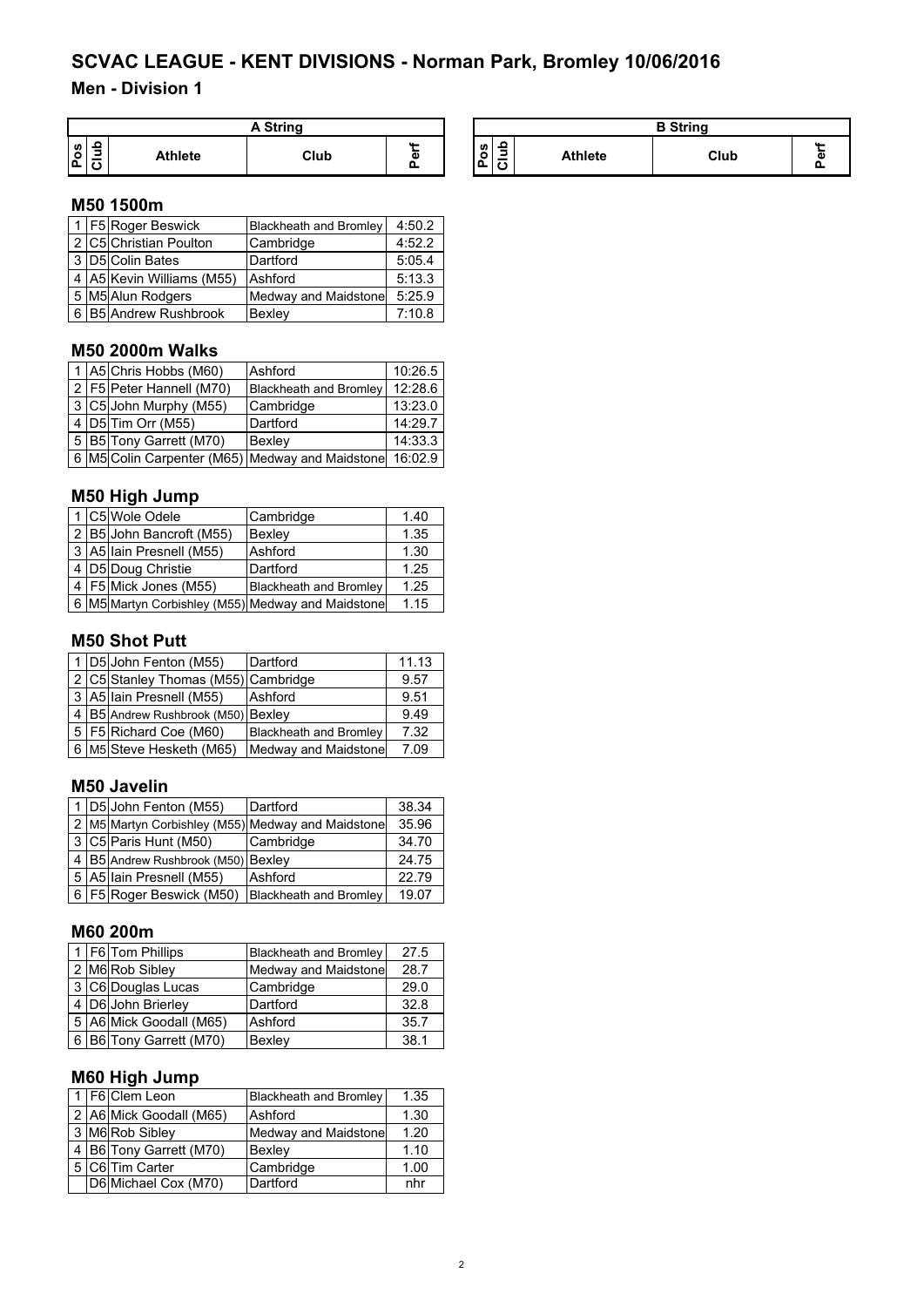# SCVAC LEAGUE - KENT DIVISIONS - Norman Park, Bromley 10/06/2016

## Men - Division 1

| A String | | | | | B String | | | | |
|---|---|---|---|---|---|---|---|---|---|
| Pos | Club | Athlete | Club | Perf | Pos | Club | Athlete | Club | Perf |

### M50 1500m

| Pos | Club | Athlete | Club | Perf |
|---|---|---|---|---|
| 1 | F5 | Roger Beswick | Blackheath and Bromley | 4:50.2 |
| 2 | C5 | Christian Poulton | Cambridge | 4:52.2 |
| 3 | D5 | Colin Bates | Dartford | 5:05.4 |
| 4 | A5 | Kevin Williams (M55) | Ashford | 5:13.3 |
| 5 | M5 | Alun Rodgers | Medway and Maidstone | 5:25.9 |
| 6 | B5 | Andrew Rushbrook | Bexley | 7:10.8 |

### M50 2000m Walks

| Pos | Club | Athlete | Club | Perf |
|---|---|---|---|---|
| 1 | A5 | Chris Hobbs (M60) | Ashford | 10:26.5 |
| 2 | F5 | Peter Hannell (M70) | Blackheath and Bromley | 12:28.6 |
| 3 | C5 | John Murphy (M55) | Cambridge | 13:23.0 |
| 4 | D5 | Tim Orr (M55) | Dartford | 14:29.7 |
| 5 | B5 | Tony Garrett (M70) | Bexley | 14:33.3 |
| 6 | M5 | Colin Carpenter (M65) | Medway and Maidstone | 16:02.9 |

### M50 High Jump

| Pos | Club | Athlete | Club | Perf |
|---|---|---|---|---|
| 1 | C5 | Wole Odele | Cambridge | 1.40 |
| 2 | B5 | John Bancroft (M55) | Bexley | 1.35 |
| 3 | A5 | Iain Presnell (M55) | Ashford | 1.30 |
| 4 | D5 | Doug Christie | Dartford | 1.25 |
| 4 | F5 | Mick Jones (M55) | Blackheath and Bromley | 1.25 |
| 6 | M5 | Martyn Corbishley (M55) | Medway and Maidstone | 1.15 |

### M50 Shot Putt

| Pos | Club | Athlete | Club | Perf |
|---|---|---|---|---|
| 1 | D5 | John Fenton (M55) | Dartford | 11.13 |
| 2 | C5 | Stanley Thomas (M55) | Cambridge | 9.57 |
| 3 | A5 | Iain Presnell (M55) | Ashford | 9.51 |
| 4 | B5 | Andrew Rushbrook (M50) | Bexley | 9.49 |
| 5 | F5 | Richard Coe (M60) | Blackheath and Bromley | 7.32 |
| 6 | M5 | Steve Hesketh (M65) | Medway and Maidstone | 7.09 |

### M50 Javelin

| Pos | Club | Athlete | Club | Perf |
|---|---|---|---|---|
| 1 | D5 | John Fenton (M55) | Dartford | 38.34 |
| 2 | M5 | Martyn Corbishley (M55) | Medway and Maidstone | 35.96 |
| 3 | C5 | Paris Hunt (M50) | Cambridge | 34.70 |
| 4 | B5 | Andrew Rushbrook (M50) | Bexley | 24.75 |
| 5 | A5 | Iain Presnell (M55) | Ashford | 22.79 |
| 6 | F5 | Roger Beswick (M50) | Blackheath and Bromley | 19.07 |

### M60 200m

| Pos | Club | Athlete | Club | Perf |
|---|---|---|---|---|
| 1 | F6 | Tom Phillips | Blackheath and Bromley | 27.5 |
| 2 | M6 | Rob Sibley | Medway and Maidstone | 28.7 |
| 3 | C6 | Douglas Lucas | Cambridge | 29.0 |
| 4 | D6 | John Brierley | Dartford | 32.8 |
| 5 | A6 | Mick Goodall (M65) | Ashford | 35.7 |
| 6 | B6 | Tony Garrett (M70) | Bexley | 38.1 |

### M60 High Jump

| Pos | Club | Athlete | Club | Perf |
|---|---|---|---|---|
| 1 | F6 | Clem Leon | Blackheath and Bromley | 1.35 |
| 2 | A6 | Mick Goodall (M65) | Ashford | 1.30 |
| 3 | M6 | Rob Sibley | Medway and Maidstone | 1.20 |
| 4 | B6 | Tony Garrett (M70) | Bexley | 1.10 |
| 5 | C6 | Tim Carter | Cambridge | 1.00 |
| | D6 | Michael Cox (M70) | Dartford | nhr |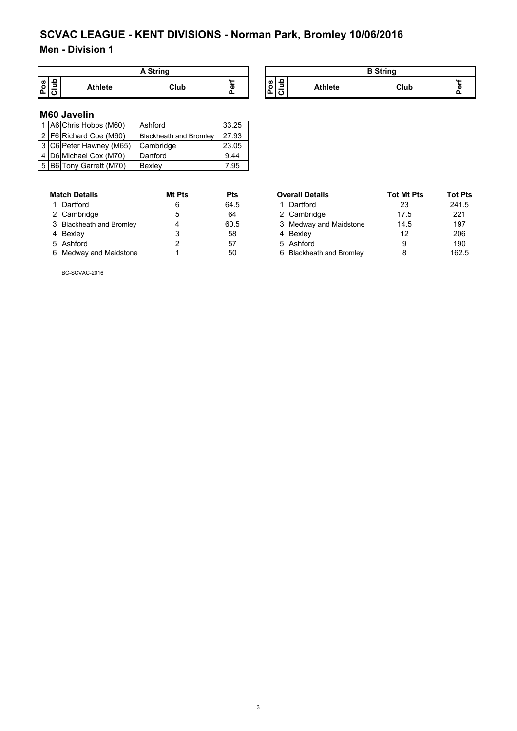# SCVAC LEAGUE - KENT DIVISIONS - Norman Park, Bromley 10/06/2016

## Men - Division 1

| A String | | | | | | B String | | | | |
|---|---|---|---|---|---|---|---|---|---|---|
| Pos | Club | Athlete | Club | Perf | | Pos | Club | Athlete | Club | Perf |

### M60 Javelin

| Pos | Club | Athlete | Club | Perf |
|---|---|---|---|---|
| 1 | A6 | Chris Hobbs (M60) | Ashford | 33.25 |
| 2 | F6 | Richard Coe (M60) | Blackheath and Bromley | 27.93 |
| 3 | C6 | Peter Hawney (M65) | Cambridge | 23.05 |
| 4 | D6 | Michael Cox (M70) | Dartford | 9.44 |
| 5 | B6 | Tony Garrett (M70) | Bexley | 7.95 |

| | Match Details | Mt Pts | Pts |
|---|---|---|---|
| 1 | Dartford | 6 | 64.5 |
| 2 | Cambridge | 5 | 64 |
| 3 | Blackheath and Bromley | 4 | 60.5 |
| 4 | Bexley | 3 | 58 |
| 5 | Ashford | 2 | 57 |
| 6 | Medway and Maidstone | 1 | 50 |

| | Overall Details | Tot Mt Pts | Tot Pts |
|---|---|---|---|
| 1 | Dartford | 23 | 241.5 |
| 2 | Cambridge | 17.5 | 221 |
| 3 | Medway and Maidstone | 14.5 | 197 |
| 4 | Bexley | 12 | 206 |
| 5 | Ashford | 9 | 190 |
| 6 | Blackheath and Bromley | 8 | 162.5 |

BC-SCVAC-2016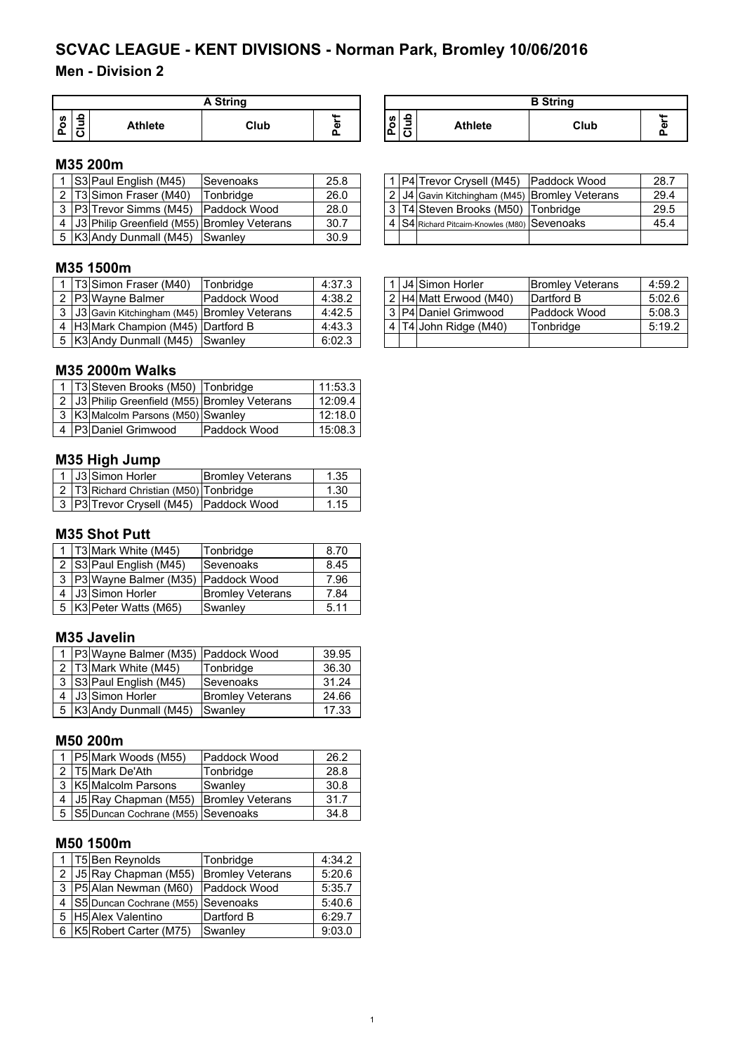# SCVAC LEAGUE - KENT DIVISIONS - Norman Park, Bromley 10/06/2016

## Men - Division 2

### M35 200m

**A String**

| Pos | Club | Athlete | Club | Perf |
|---|---|---|---|---|
| 1 | S3 | Paul English (M45) | Sevenoaks | 25.8 |
| 2 | T3 | Simon Fraser (M40) | Tonbridge | 26.0 |
| 3 | P3 | Trevor Simms (M45) | Paddock Wood | 28.0 |
| 4 | J3 | Philip Greenfield (M55) | Bromley Veterans | 30.7 |
| 5 | K3 | Andy Dunmall (M45) | Swanley | 30.9 |

**B String**

| Pos | Club | Athlete | Club | Perf |
|---|---|---|---|---|
| 1 | P4 | Trevor Crysell (M45) | Paddock Wood | 28.7 |
| 2 | J4 | Gavin Kitchingham (M45) | Bromley Veterans | 29.4 |
| 3 | T4 | Steven Brooks (M50) | Tonbridge | 29.5 |
| 4 | S4 | Richard Pitcairn-Knowles (M80) | Sevenoaks | 45.4 |

### M35 1500m

**A String**

| Pos | Club | Athlete | Club | Perf |
|---|---|---|---|---|
| 1 | T3 | Simon Fraser (M40) | Tonbridge | 4:37.3 |
| 2 | P3 | Wayne Balmer | Paddock Wood | 4:38.2 |
| 3 | J3 | Gavin Kitchingham (M45) | Bromley Veterans | 4:42.5 |
| 4 | H3 | Mark Champion (M45) | Dartford B | 4:43.3 |
| 5 | K3 | Andy Dunmall (M45) | Swanley | 6:02.3 |

**B String**

| Pos | Club | Athlete | Club | Perf |
|---|---|---|---|---|
| 1 | J4 | Simon Horler | Bromley Veterans | 4:59.2 |
| 2 | H4 | Matt Erwood (M40) | Dartford B | 5:02.6 |
| 3 | P4 | Daniel Grimwood | Paddock Wood | 5:08.3 |
| 4 | T4 | John Ridge (M40) | Tonbridge | 5:19.2 |

### M35 2000m Walks

| Pos | Club | Athlete | Club | Perf |
|---|---|---|---|---|
| 1 | T3 | Steven Brooks (M50) | Tonbridge | 11:53.3 |
| 2 | J3 | Philip Greenfield (M55) | Bromley Veterans | 12:09.4 |
| 3 | K3 | Malcolm Parsons (M50) | Swanley | 12:18.0 |
| 4 | P3 | Daniel Grimwood | Paddock Wood | 15:08.3 |

### M35 High Jump

| Pos | Club | Athlete | Club | Perf |
|---|---|---|---|---|
| 1 | J3 | Simon Horler | Bromley Veterans | 1.35 |
| 2 | T3 | Richard Christian (M50) | Tonbridge | 1.30 |
| 3 | P3 | Trevor Crysell (M45) | Paddock Wood | 1.15 |

### M35 Shot Putt

| Pos | Club | Athlete | Club | Perf |
|---|---|---|---|---|
| 1 | T3 | Mark White (M45) | Tonbridge | 8.70 |
| 2 | S3 | Paul English (M45) | Sevenoaks | 8.45 |
| 3 | P3 | Wayne Balmer (M35) | Paddock Wood | 7.96 |
| 4 | J3 | Simon Horler | Bromley Veterans | 7.84 |
| 5 | K3 | Peter Watts (M65) | Swanley | 5.11 |

### M35 Javelin

| Pos | Club | Athlete | Club | Perf |
|---|---|---|---|---|
| 1 | P3 | Wayne Balmer (M35) | Paddock Wood | 39.95 |
| 2 | T3 | Mark White (M45) | Tonbridge | 36.30 |
| 3 | S3 | Paul English (M45) | Sevenoaks | 31.24 |
| 4 | J3 | Simon Horler | Bromley Veterans | 24.66 |
| 5 | K3 | Andy Dunmall (M45) | Swanley | 17.33 |

### M50 200m

| Pos | Club | Athlete | Club | Perf |
|---|---|---|---|---|
| 1 | P5 | Mark Woods (M55) | Paddock Wood | 26.2 |
| 2 | T5 | Mark De'Ath | Tonbridge | 28.8 |
| 3 | K5 | Malcolm Parsons | Swanley | 30.8 |
| 4 | J5 | Ray Chapman (M55) | Bromley Veterans | 31.7 |
| 5 | S5 | Duncan Cochrane (M55) | Sevenoaks | 34.8 |

### M50 1500m

| Pos | Club | Athlete | Club | Perf |
|---|---|---|---|---|
| 1 | T5 | Ben Reynolds | Tonbridge | 4:34.2 |
| 2 | J5 | Ray Chapman (M55) | Bromley Veterans | 5:20.6 |
| 3 | P5 | Alan Newman (M60) | Paddock Wood | 5:35.7 |
| 4 | S5 | Duncan Cochrane (M55) | Sevenoaks | 5:40.6 |
| 5 | H5 | Alex Valentino | Dartford B | 6:29.7 |
| 6 | K5 | Robert Carter (M75) | Swanley | 9:03.0 |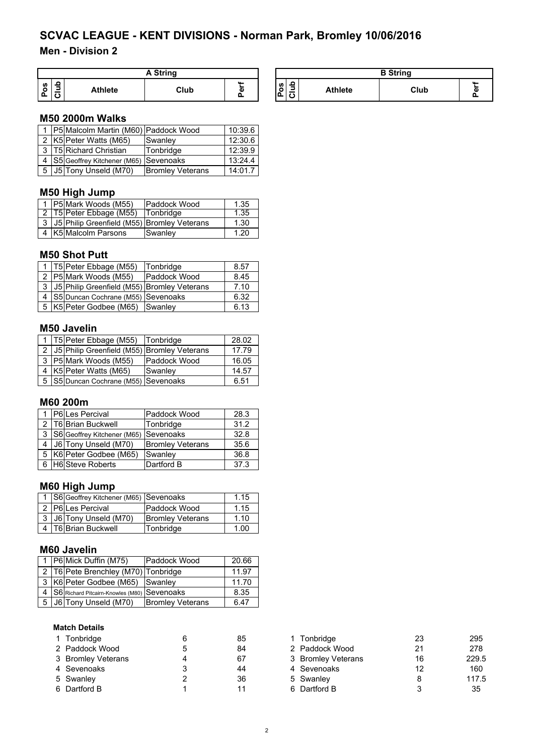# SCVAC LEAGUE - KENT DIVISIONS - Norman Park, Bromley 10/06/2016

## Men - Division 2

| A String | | | | | B String | | | | |
|---|---|---|---|---|---|---|---|---|---|
| Pos | Club | Athlete | Club | Perf | Pos | Club | Athlete | Club | Perf |

### M50 2000m Walks

| Pos | Club | Athlete | Club | Perf |
|---|---|---|---|---|
| 1 | P5 | Malcolm Martin (M60) | Paddock Wood | 10:39.6 |
| 2 | K5 | Peter Watts (M65) | Swanley | 12:30.6 |
| 3 | T5 | Richard Christian | Tonbridge | 12:39.9 |
| 4 | S5 | Geoffrey Kitchener (M65) | Sevenoaks | 13:24.4 |
| 5 | J5 | Tony Unseld (M70) | Bromley Veterans | 14:01.7 |

### M50 High Jump

| Pos | Club | Athlete | Club | Perf |
|---|---|---|---|---|
| 1 | P5 | Mark Woods (M55) | Paddock Wood | 1.35 |
| 2 | T5 | Peter Ebbage (M55) | Tonbridge | 1.35 |
| 3 | J5 | Philip Greenfield (M55) | Bromley Veterans | 1.30 |
| 4 | K5 | Malcolm Parsons | Swanley | 1.20 |

### M50 Shot Putt

| Pos | Club | Athlete | Club | Perf |
|---|---|---|---|---|
| 1 | T5 | Peter Ebbage (M55) | Tonbridge | 8.57 |
| 2 | P5 | Mark Woods (M55) | Paddock Wood | 8.45 |
| 3 | J5 | Philip Greenfield (M55) | Bromley Veterans | 7.10 |
| 4 | S5 | Duncan Cochrane (M55) | Sevenoaks | 6.32 |
| 5 | K5 | Peter Godbee (M65) | Swanley | 6.13 |

### M50 Javelin

| Pos | Club | Athlete | Club | Perf |
|---|---|---|---|---|
| 1 | T5 | Peter Ebbage (M55) | Tonbridge | 28.02 |
| 2 | J5 | Philip Greenfield (M55) | Bromley Veterans | 17.79 |
| 3 | P5 | Mark Woods (M55) | Paddock Wood | 16.05 |
| 4 | K5 | Peter Watts (M65) | Swanley | 14.57 |
| 5 | S5 | Duncan Cochrane (M55) | Sevenoaks | 6.51 |

### M60 200m

| Pos | Club | Athlete | Club | Perf |
|---|---|---|---|---|
| 1 | P6 | Les Percival | Paddock Wood | 28.3 |
| 2 | T6 | Brian Buckwell | Tonbridge | 31.2 |
| 3 | S6 | Geoffrey Kitchener (M65) | Sevenoaks | 32.8 |
| 4 | J6 | Tony Unseld (M70) | Bromley Veterans | 35.6 |
| 5 | K6 | Peter Godbee (M65) | Swanley | 36.8 |
| 6 | H6 | Steve Roberts | Dartford B | 37.3 |

### M60 High Jump

| Pos | Club | Athlete | Club | Perf |
|---|---|---|---|---|
| 1 | S6 | Geoffrey Kitchener (M65) | Sevenoaks | 1.15 |
| 2 | P6 | Les Percival | Paddock Wood | 1.15 |
| 3 | J6 | Tony Unseld (M70) | Bromley Veterans | 1.10 |
| 4 | T6 | Brian Buckwell | Tonbridge | 1.00 |

### M60 Javelin

| Pos | Club | Athlete | Club | Perf |
|---|---|---|---|---|
| 1 | P6 | Mick Duffin (M75) | Paddock Wood | 20.66 |
| 2 | T6 | Pete Brenchley (M70) | Tonbridge | 11.97 |
| 3 | K6 | Peter Godbee (M65) | Swanley | 11.70 |
| 4 | S6 | Richard Pitcairn-Knowles (M80) | Sevenoaks | 8.35 |
| 5 | J6 | Tony Unseld (M70) | Bromley Veterans | 6.47 |

**Match Details**

| Pos | Club | Points | Score |
|---|---|---|---|
| 1 | Tonbridge | 6 | 85 |
| 2 | Paddock Wood | 5 | 84 |
| 3 | Bromley Veterans | 4 | 67 |
| 4 | Sevenoaks | 3 | 44 |
| 5 | Swanley | 2 | 36 |
| 6 | Dartford B | 1 | 11 |

| Pos | Club | Points | Score |
|---|---|---|---|
| 1 | Tonbridge | 23 | 295 |
| 2 | Paddock Wood | 21 | 278 |
| 3 | Bromley Veterans | 16 | 229.5 |
| 4 | Sevenoaks | 12 | 160 |
| 5 | Swanley | 8 | 117.5 |
| 6 | Dartford B | 3 | 35 |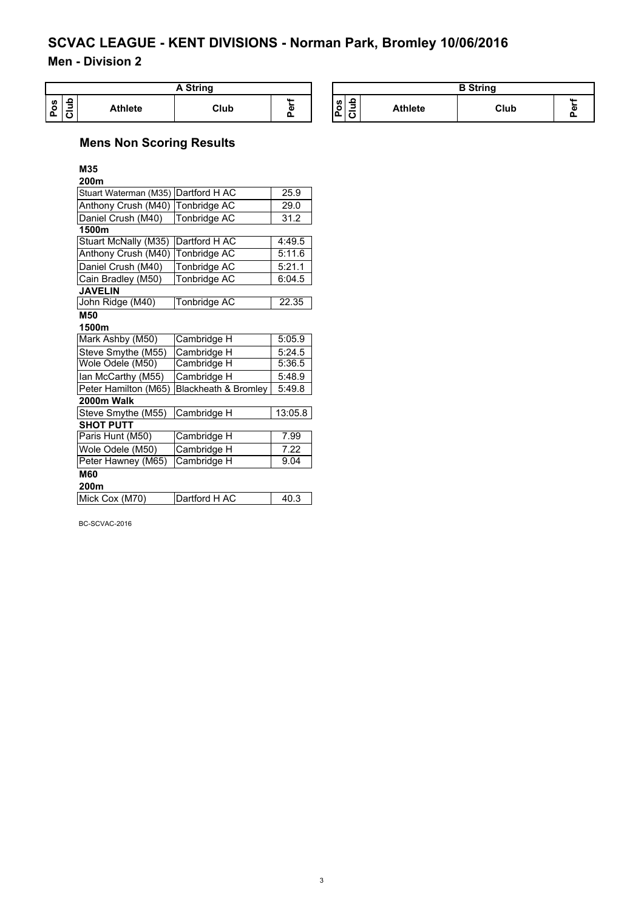# SCVAC LEAGUE - KENT DIVISIONS - Norman Park, Bromley 10/06/2016

## Men - Division 2

| A String | | | | | | B String | | | | |
|---|---|---|---|---|---|---|---|---|---|---|
| Pos | Club | Athlete | Club | Perf | | Pos | Club | Athlete | Club | Perf |

### Mens Non Scoring Results

**M35**

**200m**

| Athlete | Club | Perf |
|---|---|---|
| Stuart Waterman (M35) | Dartford H AC | 25.9 |
| Anthony Crush (M40) | Tonbridge AC | 29.0 |
| Daniel Crush (M40) | Tonbridge AC | 31.2 |

**1500m**

| Athlete | Club | Perf |
|---|---|---|
| Stuart McNally (M35) | Dartford H AC | 4:49.5 |
| Anthony Crush (M40) | Tonbridge AC | 5:11.6 |
| Daniel Crush (M40) | Tonbridge AC | 5:21.1 |
| Cain Bradley (M50) | Tonbridge AC | 6:04.5 |

**JAVELIN**

| Athlete | Club | Perf |
|---|---|---|
| John Ridge (M40) | Tonbridge AC | 22.35 |

**M50**

**1500m**

| Athlete | Club | Perf |
|---|---|---|
| Mark Ashby (M50) | Cambridge H | 5:05.9 |
| Steve Smythe (M55) | Cambridge H | 5:24.5 |
| Wole Odele (M50) | Cambridge H | 5:36.5 |
| Ian McCarthy (M55) | Cambridge H | 5:48.9 |
| Peter Hamilton (M65) | Blackheath & Bromley | 5:49.8 |

**2000m Walk**

| Athlete | Club | Perf |
|---|---|---|
| Steve Smythe (M55) | Cambridge H | 13:05.8 |

**SHOT PUTT**

| Athlete | Club | Perf |
|---|---|---|
| Paris Hunt (M50) | Cambridge H | 7.99 |
| Wole Odele (M50) | Cambridge H | 7.22 |
| Peter Hawney (M65) | Cambridge H | 9.04 |

**M60**

**200m**

| Athlete | Club | Perf |
|---|---|---|
| Mick Cox (M70) | Dartford H AC | 40.3 |

BC-SCVAC-2016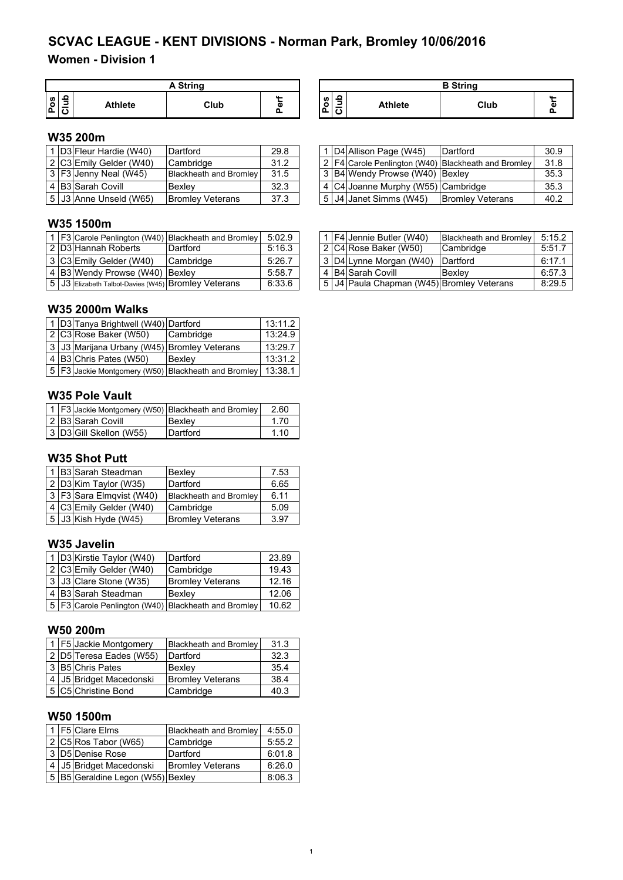# SCVAC LEAGUE - KENT DIVISIONS - Norman Park, Bromley 10/06/2016

## Women - Division 1

### W35 200m

**A String**

| Pos | Club | Athlete | Club | Perf |
|---|---|---|---|---|
| 1 | D3 | Fleur Hardie (W40) | Dartford | 29.8 |
| 2 | C3 | Emily Gelder (W40) | Cambridge | 31.2 |
| 3 | F3 | Jenny Neal (W45) | Blackheath and Bromley | 31.5 |
| 4 | B3 | Sarah Covill | Bexley | 32.3 |
| 5 | J3 | Anne Unseld (W65) | Bromley Veterans | 37.3 |

**B String**

| Pos | Club | Athlete | Club | Perf |
|---|---|---|---|---|
| 1 | D4 | Allison Page (W45) | Dartford | 30.9 |
| 2 | F4 | Carole Penlington (W40) | Blackheath and Bromley | 31.8 |
| 3 | B4 | Wendy Prowse (W40) | Bexley | 35.3 |
| 4 | C4 | Joanne Murphy (W55) | Cambridge | 35.3 |
| 5 | J4 | Janet Simms (W45) | Bromley Veterans | 40.2 |

### W35 1500m

**A String**

| Pos | Club | Athlete | Club | Perf |
|---|---|---|---|---|
| 1 | F3 | Carole Penlington (W40) | Blackheath and Bromley | 5:02.9 |
| 2 | D3 | Hannah Roberts | Dartford | 5:16.3 |
| 3 | C3 | Emily Gelder (W40) | Cambridge | 5:26.7 |
| 4 | B3 | Wendy Prowse (W40) | Bexley | 5:58.7 |
| 5 | J3 | Elizabeth Talbot-Davies (W45) | Bromley Veterans | 6:33.6 |

**B String**

| Pos | Club | Athlete | Club | Perf |
|---|---|---|---|---|
| 1 | F4 | Jennie Butler (W40) | Blackheath and Bromley | 5:15.2 |
| 2 | C4 | Rose Baker (W50) | Cambridge | 5:51.7 |
| 3 | D4 | Lynne Morgan (W40) | Dartford | 6:17.1 |
| 4 | B4 | Sarah Covill | Bexley | 6:57.3 |
| 5 | J4 | Paula Chapman (W45) | Bromley Veterans | 8:29.5 |

### W35 2000m Walks

| Pos | Club | Athlete | Club | Perf |
|---|---|---|---|---|
| 1 | D3 | Tanya Brightwell (W40) | Dartford | 13:11.2 |
| 2 | C3 | Rose Baker (W50) | Cambridge | 13:24.9 |
| 3 | J3 | Marijana Urbany (W45) | Bromley Veterans | 13:29.7 |
| 4 | B3 | Chris Pates (W50) | Bexley | 13:31.2 |
| 5 | F3 | Jackie Montgomery (W50) | Blackheath and Bromley | 13:38.1 |

### W35 Pole Vault

| Pos | Club | Athlete | Club | Perf |
|---|---|---|---|---|
| 1 | F3 | Jackie Montgomery (W50) | Blackheath and Bromley | 2.60 |
| 2 | B3 | Sarah Covill | Bexley | 1.70 |
| 3 | D3 | Gill Skellon (W55) | Dartford | 1.10 |

### W35 Shot Putt

| Pos | Club | Athlete | Club | Perf |
|---|---|---|---|---|
| 1 | B3 | Sarah Steadman | Bexley | 7.53 |
| 2 | D3 | Kim Taylor (W35) | Dartford | 6.65 |
| 3 | F3 | Sara Elmqvist (W40) | Blackheath and Bromley | 6.11 |
| 4 | C3 | Emily Gelder (W40) | Cambridge | 5.09 |
| 5 | J3 | Kish Hyde (W45) | Bromley Veterans | 3.97 |

### W35 Javelin

| Pos | Club | Athlete | Club | Perf |
|---|---|---|---|---|
| 1 | D3 | Kirstie Taylor (W40) | Dartford | 23.89 |
| 2 | C3 | Emily Gelder (W40) | Cambridge | 19.43 |
| 3 | J3 | Clare Stone (W35) | Bromley Veterans | 12.16 |
| 4 | B3 | Sarah Steadman | Bexley | 12.06 |
| 5 | F3 | Carole Penlington (W40) | Blackheath and Bromley | 10.62 |

### W50 200m

| Pos | Club | Athlete | Club | Perf |
|---|---|---|---|---|
| 1 | F5 | Jackie Montgomery | Blackheath and Bromley | 31.3 |
| 2 | D5 | Teresa Eades (W55) | Dartford | 32.3 |
| 3 | B5 | Chris Pates | Bexley | 35.4 |
| 4 | J5 | Bridget Macedonski | Bromley Veterans | 38.4 |
| 5 | C5 | Christine Bond | Cambridge | 40.3 |

### W50 1500m

| Pos | Club | Athlete | Club | Perf |
|---|---|---|---|---|
| 1 | F5 | Clare Elms | Blackheath and Bromley | 4:55.0 |
| 2 | C5 | Ros Tabor (W65) | Cambridge | 5:55.2 |
| 3 | D5 | Denise Rose | Dartford | 6:01.8 |
| 4 | J5 | Bridget Macedonski | Bromley Veterans | 6:26.0 |
| 5 | B5 | Geraldine Legon (W55) | Bexley | 8:06.3 |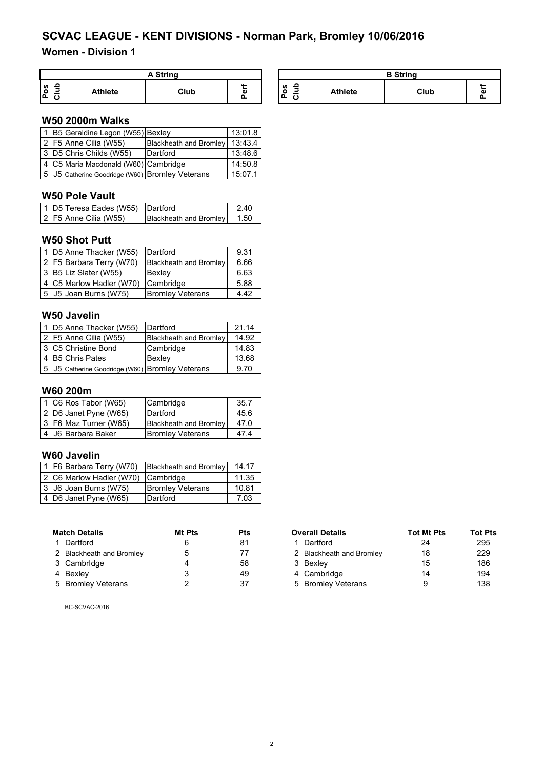# SCVAC LEAGUE - KENT DIVISIONS - Norman Park, Bromley 10/06/2016

## Women - Division 1

| A String | | | | | | B String | | | | |
|---|---|---|---|---|---|---|---|---|---|---|
| Pos | Club | Athlete | Club | Perf | | Pos | Club | Athlete | Club | Perf |

### W50 2000m Walks

| Pos | Club | Athlete | Club | Perf |
|---|---|---|---|---|
| 1 | B5 | Geraldine Legon (W55) | Bexley | 13:01.8 |
| 2 | F5 | Anne Cilia (W55) | Blackheath and Bromley | 13:43.4 |
| 3 | D5 | Chris Childs (W55) | Dartford | 13:48.6 |
| 4 | C5 | Maria Macdonald (W60) | Cambridge | 14:50.8 |
| 5 | J5 | Catherine Goodridge (W60) | Bromley Veterans | 15:07.1 |

### W50 Pole Vault

| Pos | Club | Athlete | Club | Perf |
|---|---|---|---|---|
| 1 | D5 | Teresa Eades (W55) | Dartford | 2.40 |
| 2 | F5 | Anne Cilia (W55) | Blackheath and Bromley | 1.50 |

### W50 Shot Putt

| Pos | Club | Athlete | Club | Perf |
|---|---|---|---|---|
| 1 | D5 | Anne Thacker (W55) | Dartford | 9.31 |
| 2 | F5 | Barbara Terry (W70) | Blackheath and Bromley | 6.66 |
| 3 | B5 | Liz Slater (W55) | Bexley | 6.63 |
| 4 | C5 | Marlow Hadler (W70) | Cambridge | 5.88 |
| 5 | J5 | Joan Burns (W75) | Bromley Veterans | 4.42 |

### W50 Javelin

| Pos | Club | Athlete | Club | Perf |
|---|---|---|---|---|
| 1 | D5 | Anne Thacker (W55) | Dartford | 21.14 |
| 2 | F5 | Anne Cilia (W55) | Blackheath and Bromley | 14.92 |
| 3 | C5 | Christine Bond | Cambridge | 14.83 |
| 4 | B5 | Chris Pates | Bexley | 13.68 |
| 5 | J5 | Catherine Goodridge (W60) | Bromley Veterans | 9.70 |

### W60 200m

| Pos | Club | Athlete | Club | Perf |
|---|---|---|---|---|
| 1 | C6 | Ros Tabor (W65) | Cambridge | 35.7 |
| 2 | D6 | Janet Pyne (W65) | Dartford | 45.6 |
| 3 | F6 | Maz Turner (W65) | Blackheath and Bromley | 47.0 |
| 4 | J6 | Barbara Baker | Bromley Veterans | 47.4 |

### W60 Javelin

| Pos | Club | Athlete | Club | Perf |
|---|---|---|---|---|
| 1 | F6 | Barbara Terry (W70) | Blackheath and Bromley | 14.17 |
| 2 | C6 | Marlow Hadler (W70) | Cambridge | 11.35 |
| 3 | J6 | Joan Burns (W75) | Bromley Veterans | 10.81 |
| 4 | D6 | Janet Pyne (W65) | Dartford | 7.03 |

| Match Details | Mt Pts | Pts |
|---|---|---|
| 1 Dartford | 6 | 81 |
| 2 Blackheath and Bromley | 5 | 77 |
| 3 Cambrldge | 4 | 58 |
| 4 Bexley | 3 | 49 |
| 5 Bromley Veterans | 2 | 37 |

| Overall Details | Tot Mt Pts | Tot Pts |
|---|---|---|
| 1 Dartford | 24 | 295 |
| 2 Blackheath and Bromley | 18 | 229 |
| 3 Bexley | 15 | 186 |
| 4 Cambrldge | 14 | 194 |
| 5 Bromley Veterans | 9 | 138 |

BC-SCVAC-2016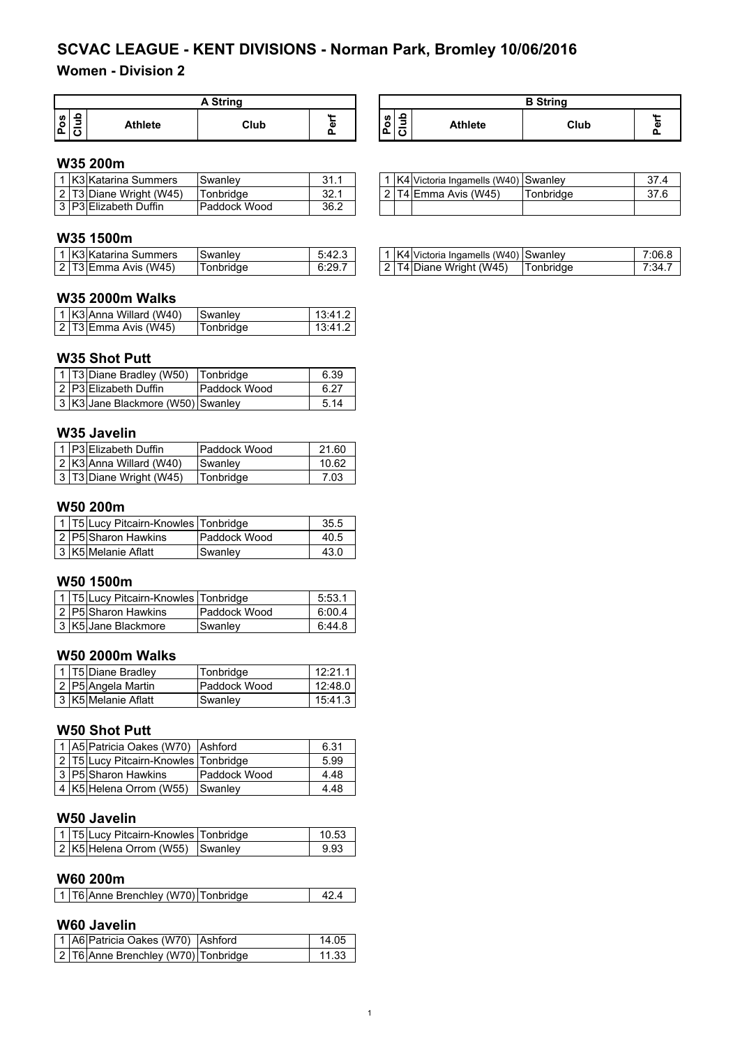# SCVAC LEAGUE - KENT DIVISIONS - Norman Park, Bromley 10/06/2016

## Women - Division 2

### W35 200m

| Pos | Club | Athlete | Club | Perf | | Pos | Club | Athlete | Club | Perf |
|---|---|---|---|---|---|---|---|---|---|---|
| | | **A String** | | | | | | **B String** | | |
| 1 | K3 | Katarina Summers | Swanley | 31.1 | | 1 | K4 | Victoria Ingamells (W40) | Swanley | 37.4 |
| 2 | T3 | Diane Wright (W45) | Tonbridge | 32.1 | | 2 | T4 | Emma Avis (W45) | Tonbridge | 37.6 |
| 3 | P3 | Elizabeth Duffin | Paddock Wood | 36.2 | | | | | | |

### W35 1500m

| Pos | Club | Athlete | Club | Perf | | Pos | Club | Athlete | Club | Perf |
|---|---|---|---|---|---|---|---|---|---|---|
| 1 | K3 | Katarina Summers | Swanley | 5:42.3 | | 1 | K4 | Victoria Ingamells (W40) | Swanley | 7:06.8 |
| 2 | T3 | Emma Avis (W45) | Tonbridge | 6:29.7 | | 2 | T4 | Diane Wright (W45) | Tonbridge | 7:34.7 |

### W35 2000m Walks

| Pos | Club | Athlete | Club | Perf |
|---|---|---|---|---|
| 1 | K3 | Anna Willard (W40) | Swanley | 13:41.2 |
| 2 | T3 | Emma Avis (W45) | Tonbridge | 13:41.2 |

### W35 Shot Putt

| Pos | Club | Athlete | Club | Perf |
|---|---|---|---|---|
| 1 | T3 | Diane Bradley (W50) | Tonbridge | 6.39 |
| 2 | P3 | Elizabeth Duffin | Paddock Wood | 6.27 |
| 3 | K3 | Jane Blackmore (W50) | Swanley | 5.14 |

### W35 Javelin

| Pos | Club | Athlete | Club | Perf |
|---|---|---|---|---|
| 1 | P3 | Elizabeth Duffin | Paddock Wood | 21.60 |
| 2 | K3 | Anna Willard (W40) | Swanley | 10.62 |
| 3 | T3 | Diane Wright (W45) | Tonbridge | 7.03 |

### W50 200m

| Pos | Club | Athlete | Club | Perf |
|---|---|---|---|---|
| 1 | T5 | Lucy Pitcairn-Knowles | Tonbridge | 35.5 |
| 2 | P5 | Sharon Hawkins | Paddock Wood | 40.5 |
| 3 | K5 | Melanie Aflatt | Swanley | 43.0 |

### W50 1500m

| Pos | Club | Athlete | Club | Perf |
|---|---|---|---|---|
| 1 | T5 | Lucy Pitcairn-Knowles | Tonbridge | 5:53.1 |
| 2 | P5 | Sharon Hawkins | Paddock Wood | 6:00.4 |
| 3 | K5 | Jane Blackmore | Swanley | 6:44.8 |

### W50 2000m Walks

| Pos | Club | Athlete | Club | Perf |
|---|---|---|---|---|
| 1 | T5 | Diane Bradley | Tonbridge | 12:21.1 |
| 2 | P5 | Angela Martin | Paddock Wood | 12:48.0 |
| 3 | K5 | Melanie Aflatt | Swanley | 15:41.3 |

### W50 Shot Putt

| Pos | Club | Athlete | Club | Perf |
|---|---|---|---|---|
| 1 | A5 | Patricia Oakes (W70) | Ashford | 6.31 |
| 2 | T5 | Lucy Pitcairn-Knowles | Tonbridge | 5.99 |
| 3 | P5 | Sharon Hawkins | Paddock Wood | 4.48 |
| 4 | K5 | Helena Orrom (W55) | Swanley | 4.48 |

### W50 Javelin

| Pos | Club | Athlete | Club | Perf |
|---|---|---|---|---|
| 1 | T5 | Lucy Pitcairn-Knowles | Tonbridge | 10.53 |
| 2 | K5 | Helena Orrom (W55) | Swanley | 9.93 |

### W60 200m

| Pos | Club | Athlete | Club | Perf |
|---|---|---|---|---|
| 1 | T6 | Anne Brenchley (W70) | Tonbridge | 42.4 |

### W60 Javelin

| Pos | Club | Athlete | Club | Perf |
|---|---|---|---|---|
| 1 | A6 | Patricia Oakes (W70) | Ashford | 14.05 |
| 2 | T6 | Anne Brenchley (W70) | Tonbridge | 11.33 |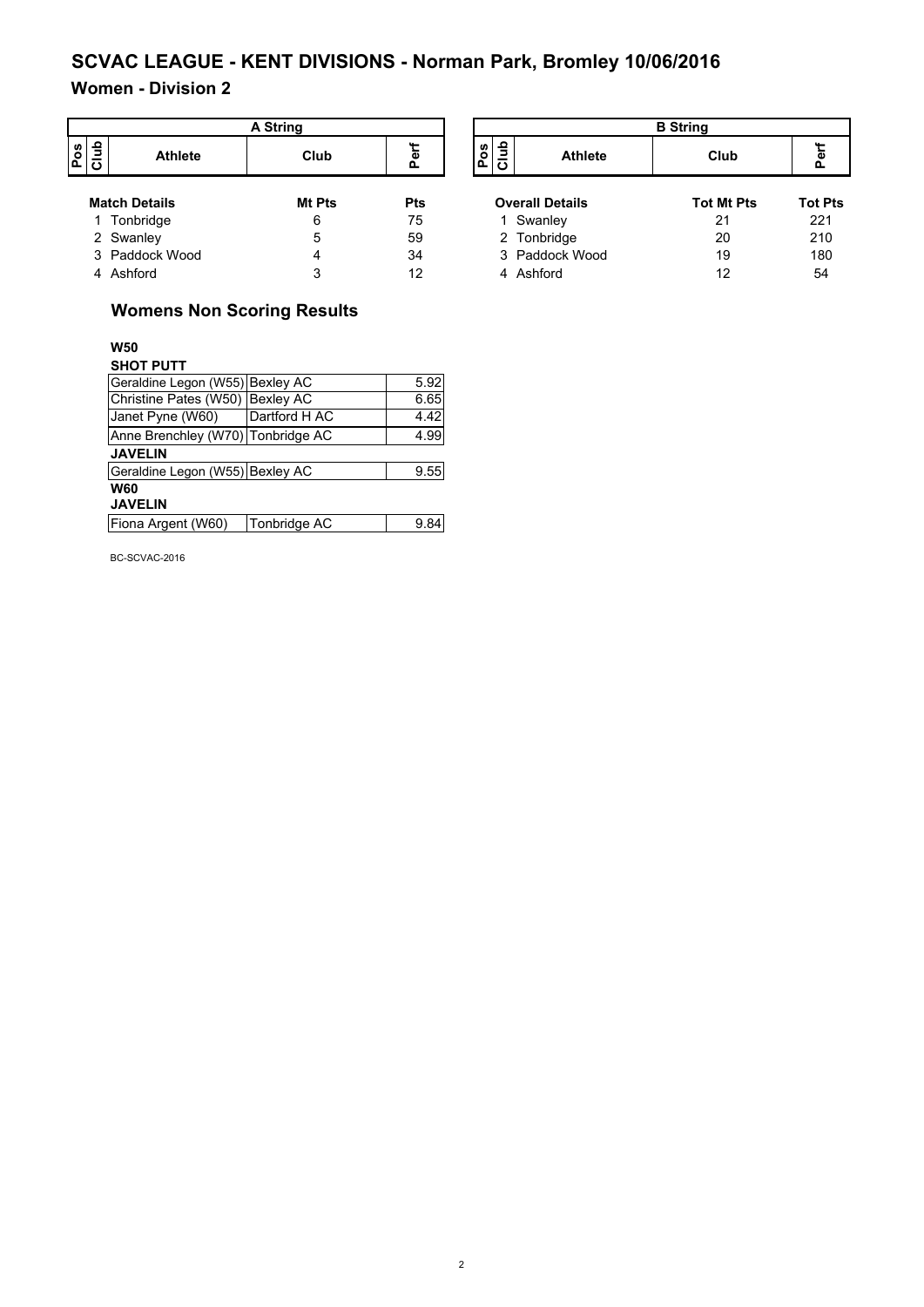# SCVAC LEAGUE - KENT DIVISIONS - Norman Park, Bromley 10/06/2016

## Women - Division 2

| A String | | | |
|---|---|---|---|
| Pos Club | Athlete | Club | Perf |
| **Match Details** | | **Mt Pts** | **Pts** |
| 1 | Tonbridge | 6 | 75 |
| 2 | Swanley | 5 | 59 |
| 3 | Paddock Wood | 4 | 34 |
| 4 | Ashford | 3 | 12 |

| B String | | | |
|---|---|---|---|
| Pos Club | Athlete | Club | Perf |
| **Overall Details** | | **Tot Mt Pts** | **Tot Pts** |
| 1 | Swanley | 21 | 221 |
| 2 | Tonbridge | 20 | 210 |
| 3 | Paddock Wood | 19 | 180 |
| 4 | Ashford | 12 | 54 |

### Womens Non Scoring Results

**W50**

**SHOT PUTT**

| | | |
|---|---|---|
| Geraldine Legon (W55) | Bexley AC | 5.92 |
| Christine Pates (W50) | Bexley AC | 6.65 |
| Janet Pyne (W60) | Dartford H AC | 4.42 |
| Anne Brenchley (W70) | Tonbridge AC | 4.99 |

**JAVELIN**

| | | |
|---|---|---|
| Geraldine Legon (W55) | Bexley AC | 9.55 |

**W60**

**JAVELIN**

| | | |
|---|---|---|
| Fiona Argent (W60) | Tonbridge AC | 9.84 |

BC-SCVAC-2016